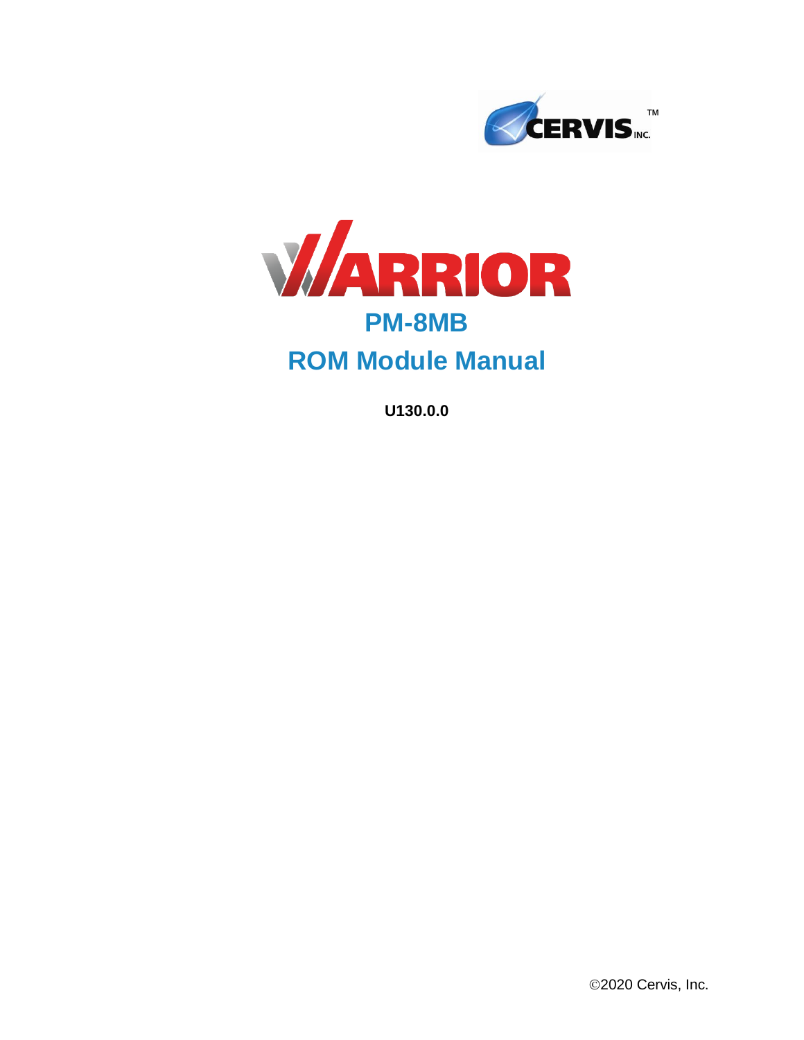CERVIS INC.™

# WARRIOR

## PM-8MB

## ROM Module Manual

**U130.0.0**

©2020 Cervis, Inc.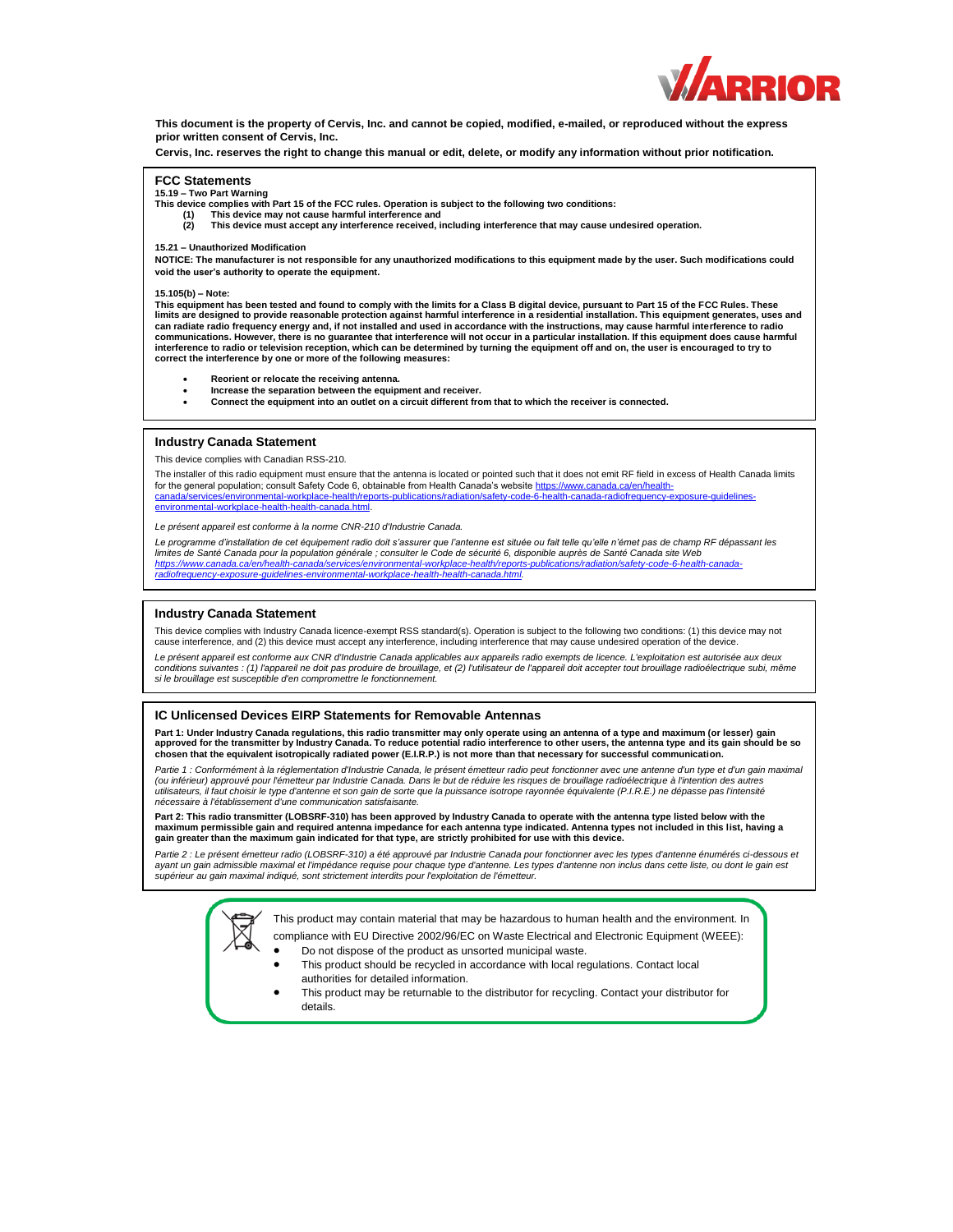**This document is the property of Cervis, Inc. and cannot be copied, modified, e-mailed, or reproduced without the express prior written consent of Cervis, Inc.**

**Cervis, Inc. reserves the right to change this manual or edit, delete, or modify any information without prior notification.**

## FCC Statements

**15.19 – Two Part Warning**

**This device complies with Part 15 of the FCC rules. Operation is subject to the following two conditions:**

1. **This device may not cause harmful interference and**
2. **This device must accept any interference received, including interference that may cause undesired operation.**

**15.21 – Unauthorized Modification**

**NOTICE: The manufacturer is not responsible for any unauthorized modifications to this equipment made by the user. Such modifications could void the user's authority to operate the equipment.**

**15.105(b) – Note:**

**This equipment has been tested and found to comply with the limits for a Class B digital device, pursuant to Part 15 of the FCC Rules. These limits are designed to provide reasonable protection against harmful interference in a residential installation. This equipment generates, uses and can radiate radio frequency energy and, if not installed and used in accordance with the instructions, may cause harmful interference to radio communications. However, there is no guarantee that interference will not occur in a particular installation. If this equipment does cause harmful interference to radio or television reception, which can be determined by turning the equipment off and on, the user is encouraged to try to correct the interference by one or more of the following measures:**

- **Reorient or relocate the receiving antenna.**
- **Increase the separation between the equipment and receiver.**
- **Connect the equipment into an outlet on a circuit different from that to which the receiver is connected.**

## Industry Canada Statement

This device complies with Canadian RSS-210.

The installer of this radio equipment must ensure that the antenna is located or pointed such that it does not emit RF field in excess of Health Canada limits for the general population; consult Safety Code 6, obtainable from Health Canada's website https://www.canada.ca/en/health-canada/services/environmental-workplace-health/reports-publications/radiation/safety-code-6-health-canada-radiofrequency-exposure-guidelines-environmental-workplace-health-health-canada.html.

*Le présent appareil est conforme à la norme CNR-210 d'Industrie Canada.*

*Le programme d'installation de cet équipement radio doit s'assurer que l'antenne est située ou fait telle qu'elle n'émet pas de champ RF dépassant les limites de Santé Canada pour la population générale ; consulter le Code de sécurité 6, disponible auprès de Santé Canada site Web https://www.canada.ca/en/health-canada/services/environmental-workplace-health/reports-publications/radiation/safety-code-6-health-canada-radiofrequency-exposure-guidelines-environmental-workplace-health-health-canada.html.*

## Industry Canada Statement

This device complies with Industry Canada licence-exempt RSS standard(s). Operation is subject to the following two conditions: (1) this device may not cause interference, and (2) this device must accept any interference, including interference that may cause undesired operation of the device.

*Le présent appareil est conforme aux CNR d'Industrie Canada applicables aux appareils radio exempts de licence. L'exploitation est autorisée aux deux conditions suivantes : (1) l'appareil ne doit pas produire de brouillage, et (2) l'utilisateur de l'appareil doit accepter tout brouillage radioélectrique subi, même si le brouillage est susceptible d'en compromettre le fonctionnement.*

## IC Unlicensed Devices EIRP Statements for Removable Antennas

**Part 1: Under Industry Canada regulations, this radio transmitter may only operate using an antenna of a type and maximum (or lesser) gain approved for the transmitter by Industry Canada. To reduce potential radio interference to other users, the antenna type and its gain should be so chosen that the equivalent isotropically radiated power (E.I.R.P.) is not more than that necessary for successful communication.**

*Partie 1 : Conformément à la réglementation d'Industrie Canada, le présent émetteur radio peut fonctionner avec une antenne d'un type et d'un gain maximal (ou inférieur) approuvé pour l'émetteur par Industrie Canada. Dans le but de réduire les risques de brouillage radioélectrique à l'intention des autres utilisateurs, il faut choisir le type d'antenne et son gain de sorte que la puissance isotrope rayonnée équivalente (P.I.R.E.) ne dépasse pas l'intensité nécessaire à l'établissement d'une communication satisfaisante.*

**Part 2: This radio transmitter (LOBSRF-310) has been approved by Industry Canada to operate with the antenna type listed below with the maximum permissible gain and required antenna impedance for each antenna type indicated. Antenna types not included in this list, having a gain greater than the maximum gain indicated for that type, are strictly prohibited for use with this device.**

*Partie 2 : Le présent émetteur radio (LOBSRF-310) a été approuvé par Industrie Canada pour fonctionner avec les types d'antenne énumérés ci-dessous et ayant un gain admissible maximal et l'impédance requise pour chaque type d'antenne. Les types d'antenne non inclus dans cette liste, ou dont le gain est supérieur au gain maximal indiqué, sont strictement interdits pour l'exploitation de l'émetteur.*

This product may contain material that may be hazardous to human health and the environment. In compliance with EU Directive 2002/96/EC on Waste Electrical and Electronic Equipment (WEEE):

- Do not dispose of the product as unsorted municipal waste.
- This product should be recycled in accordance with local regulations. Contact local authorities for detailed information.
- This product may be returnable to the distributor for recycling. Contact your distributor for details.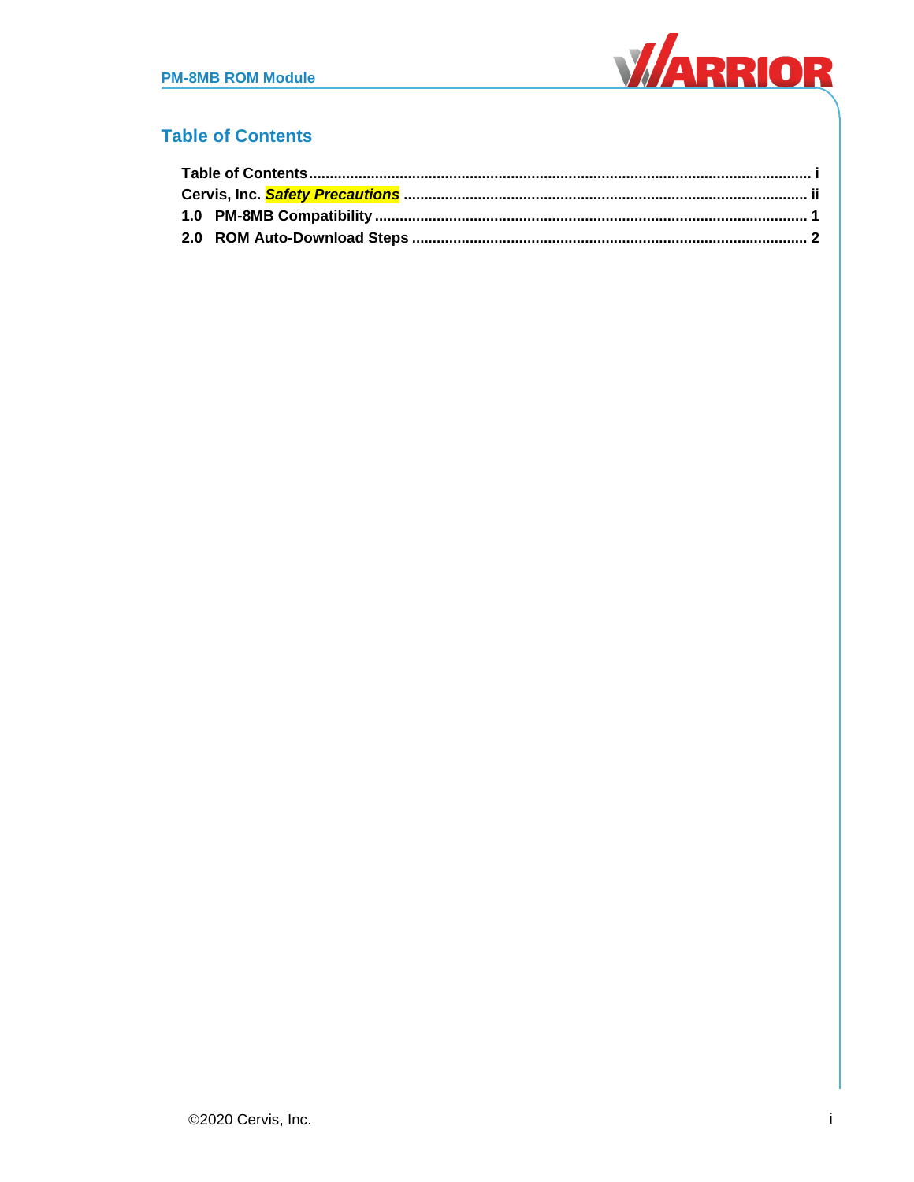## Table of Contents

**Table of Contents** .......................................................................................................................... i
**Cervis, Inc. *Safety Precautions*** .................................................................................................. ii
**1.0 PM-8MB Compatibility** ........................................................................................................... 1
**2.0 ROM Auto-Download Steps** ................................................................................................. 2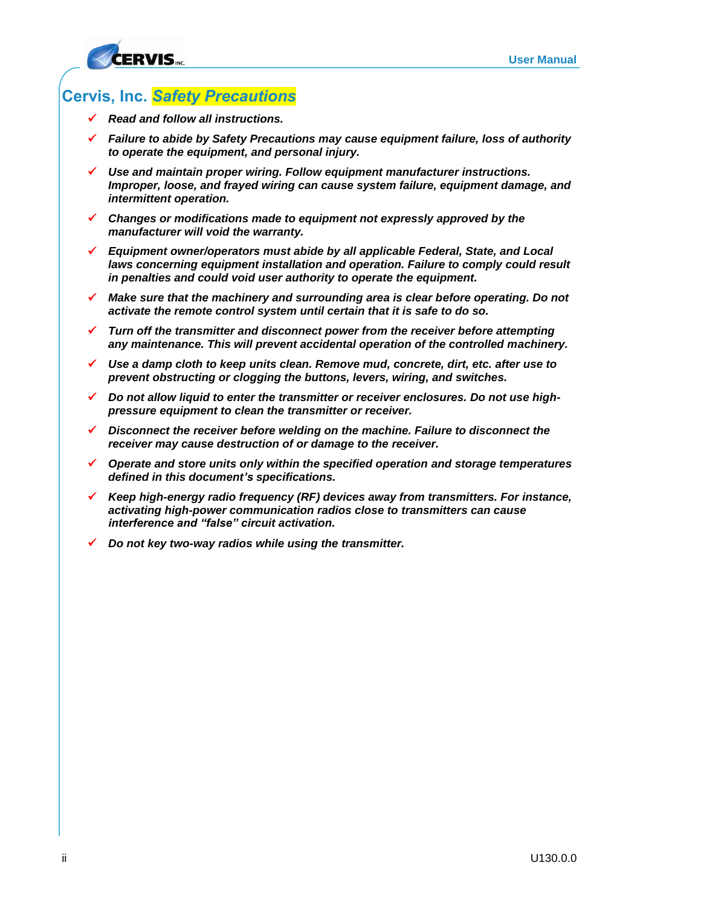# Cervis, Inc. *Safety Precautions*

- ✓ ***Read and follow all instructions.***
- ✓ ***Failure to abide by Safety Precautions may cause equipment failure, loss of authority to operate the equipment, and personal injury.***
- ✓ ***Use and maintain proper wiring. Follow equipment manufacturer instructions. Improper, loose, and frayed wiring can cause system failure, equipment damage, and intermittent operation.***
- ✓ ***Changes or modifications made to equipment not expressly approved by the manufacturer will void the warranty.***
- ✓ ***Equipment owner/operators must abide by all applicable Federal, State, and Local laws concerning equipment installation and operation. Failure to comply could result in penalties and could void user authority to operate the equipment.***
- ✓ ***Make sure that the machinery and surrounding area is clear before operating. Do not activate the remote control system until certain that it is safe to do so.***
- ✓ ***Turn off the transmitter and disconnect power from the receiver before attempting any maintenance. This will prevent accidental operation of the controlled machinery.***
- ✓ ***Use a damp cloth to keep units clean. Remove mud, concrete, dirt, etc. after use to prevent obstructing or clogging the buttons, levers, wiring, and switches.***
- ✓ ***Do not allow liquid to enter the transmitter or receiver enclosures. Do not use high-pressure equipment to clean the transmitter or receiver.***
- ✓ ***Disconnect the receiver before welding on the machine. Failure to disconnect the receiver may cause destruction of or damage to the receiver.***
- ✓ ***Operate and store units only within the specified operation and storage temperatures defined in this document's specifications.***
- ✓ ***Keep high-energy radio frequency (RF) devices away from transmitters. For instance, activating high-power communication radios close to transmitters can cause interference and "false" circuit activation.***
- ✓ ***Do not key two-way radios while using the transmitter.***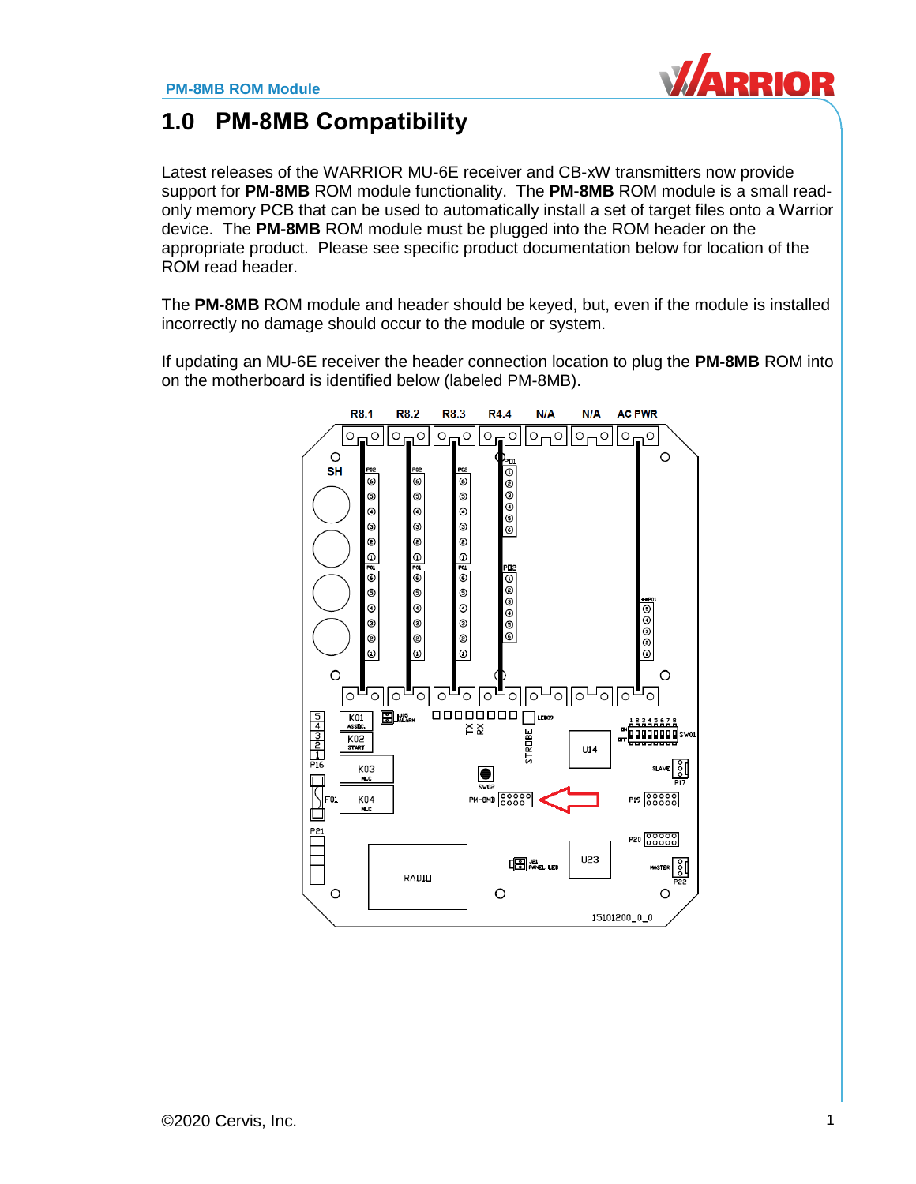# 1.0 PM-8MB Compatibility

Latest releases of the WARRIOR MU-6E receiver and CB-xW transmitters now provide support for **PM-8MB** ROM module functionality. The **PM-8MB** ROM module is a small read-only memory PCB that can be used to automatically install a set of target files onto a Warrior device. The **PM-8MB** ROM module must be plugged into the ROM header on the appropriate product. Please see specific product documentation below for location of the ROM read header.

The **PM-8MB** ROM module and header should be keyed, but, even if the module is installed incorrectly no damage should occur to the module or system.

If updating an MU-6E receiver the header connection location to plug the **PM-8MB** ROM into on the motherboard is identified below (labeled PM-8MB).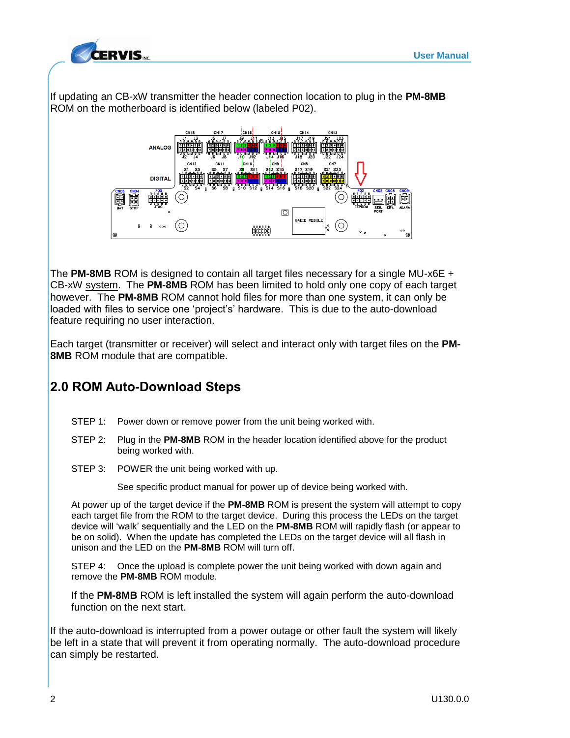If updating an CB-xW transmitter the header connection location to plug in the **PM-8MB** ROM on the motherboard is identified below (labeled P02).

The **PM-8MB** ROM is designed to contain all target files necessary for a single MU-x6E + CB-xW system. The **PM-8MB** ROM has been limited to hold only one copy of each target however. The **PM-8MB** ROM cannot hold files for more than one system, it can only be loaded with files to service one 'project's' hardware. This is due to the auto-download feature requiring no user interaction.

Each target (transmitter or receiver) will select and interact only with target files on the **PM-8MB** ROM module that are compatible.

## 2.0 ROM Auto-Download Steps

STEP 1: Power down or remove power from the unit being worked with.

STEP 2: Plug in the **PM-8MB** ROM in the header location identified above for the product being worked with.

STEP 3: POWER the unit being worked with up.

See specific product manual for power up of device being worked with.

At power up of the target device if the **PM-8MB** ROM is present the system will attempt to copy each target file from the ROM to the target device. During this process the LEDs on the target device will 'walk' sequentially and the LED on the **PM-8MB** ROM will rapidly flash (or appear to be on solid). When the update has completed the LEDs on the target device will all flash in unison and the LED on the **PM-8MB** ROM will turn off.

STEP 4: Once the upload is complete power the unit being worked with down again and remove the **PM-8MB** ROM module.

If the **PM-8MB** ROM is left installed the system will again perform the auto-download function on the next start.

If the auto-download is interrupted from a power outage or other fault the system will likely be left in a state that will prevent it from operating normally. The auto-download procedure can simply be restarted.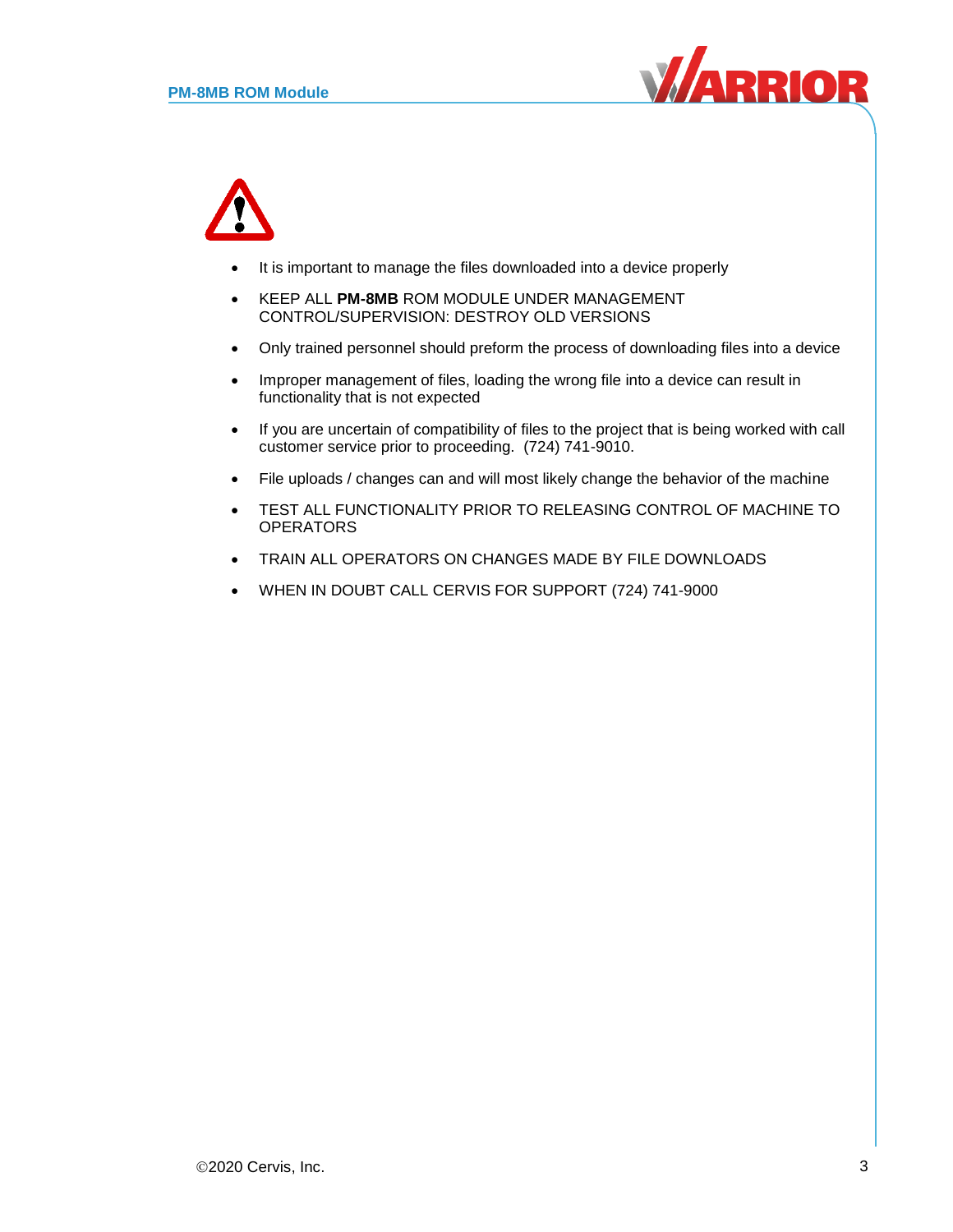- It is important to manage the files downloaded into a device properly
- KEEP ALL **PM-8MB** ROM MODULE UNDER MANAGEMENT CONTROL/SUPERVISION: DESTROY OLD VERSIONS
- Only trained personnel should preform the process of downloading files into a device
- Improper management of files, loading the wrong file into a device can result in functionality that is not expected
- If you are uncertain of compatibility of files to the project that is being worked with call customer service prior to proceeding. (724) 741-9010.
- File uploads / changes can and will most likely change the behavior of the machine
- TEST ALL FUNCTIONALITY PRIOR TO RELEASING CONTROL OF MACHINE TO OPERATORS
- TRAIN ALL OPERATORS ON CHANGES MADE BY FILE DOWNLOADS
- WHEN IN DOUBT CALL CERVIS FOR SUPPORT (724) 741-9000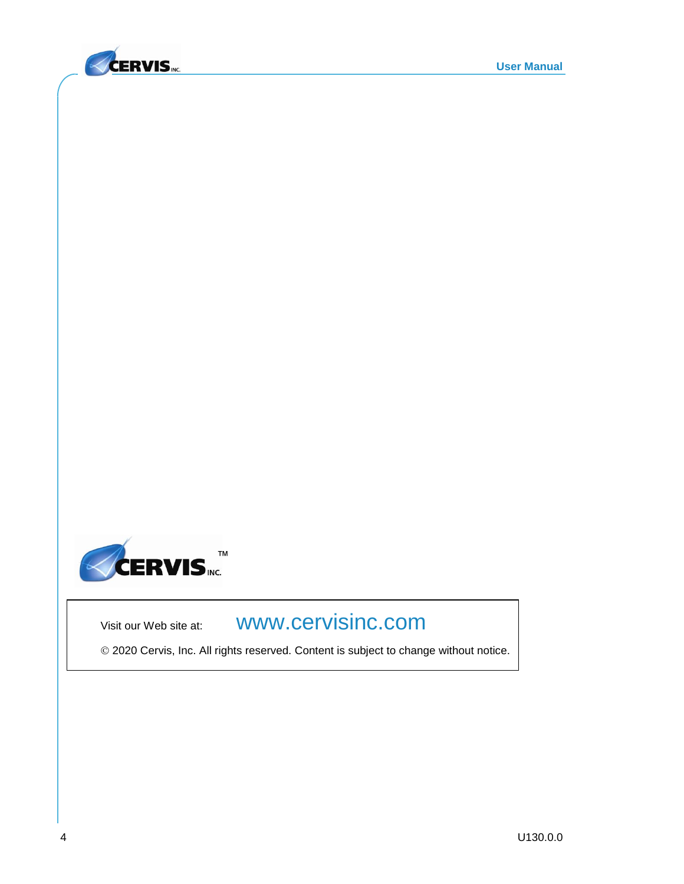CERVIS™ INC.

Visit our Web site at: www.cervisinc.com

© 2020 Cervis, Inc. All rights reserved. Content is subject to change without notice.